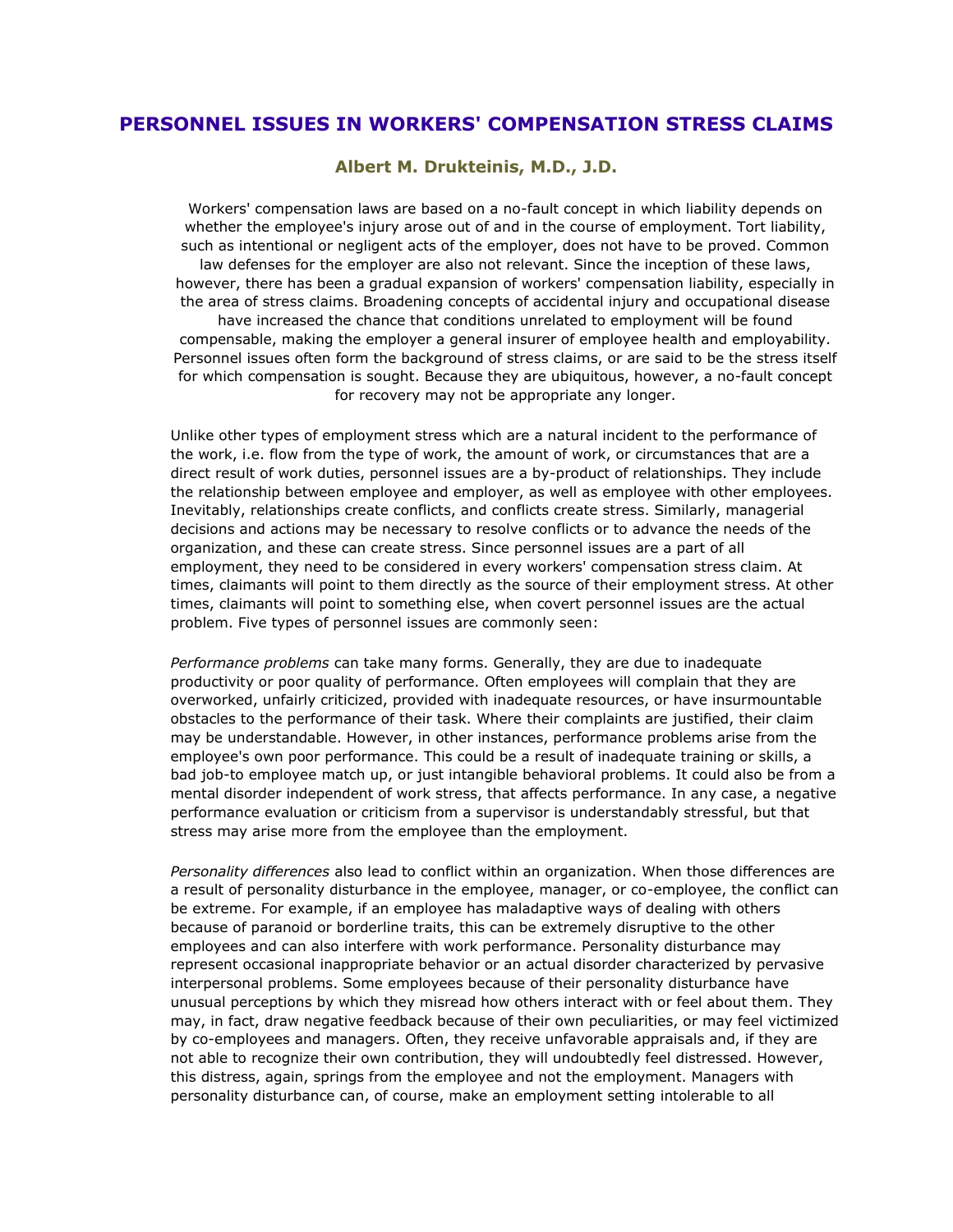# PERSONNEL ISSUES IN WORKERS' COMPENSATION STRESS CLAIMS

### Albert M. Drukteinis, M.D., J.D.

Workers' compensation laws are based on a no-fault concept in which liability depends on whether the employee's injury arose out of and in the course of employment. Tort liability, such as intentional or negligent acts of the employer, does not have to be proved. Common law defenses for the employer are also not relevant. Since the inception of these laws, however, there has been a gradual expansion of workers' compensation liability, especially in the area of stress claims. Broadening concepts of accidental injury and occupational disease have increased the chance that conditions unrelated to employment will be found compensable, making the employer a general insurer of employee health and employability. Personnel issues often form the background of stress claims, or are said to be the stress itself for which compensation is sought. Because they are ubiquitous, however, a no-fault concept for recovery may not be appropriate any longer.

Unlike other types of employment stress which are a natural incident to the performance of the work, i.e. flow from the type of work, the amount of work, or circumstances that are a direct result of work duties, personnel issues are a by-product of relationships. They include the relationship between employee and employer, as well as employee with other employees. Inevitably, relationships create conflicts, and conflicts create stress. Similarly, managerial decisions and actions may be necessary to resolve conflicts or to advance the needs of the organization, and these can create stress. Since personnel issues are a part of all employment, they need to be considered in every workers' compensation stress claim. At times, claimants will point to them directly as the source of their employment stress. At other times, claimants will point to something else, when covert personnel issues are the actual problem. Five types of personnel issues are commonly seen:

*Performance problems* can take many forms. Generally, they are due to inadequate productivity or poor quality of performance. Often employees will complain that they are overworked, unfairly criticized, provided with inadequate resources, or have insurmountable obstacles to the performance of their task. Where their complaints are justified, their claim may be understandable. However, in other instances, performance problems arise from the employee's own poor performance. This could be a result of inadequate training or skills, a bad job-to employee match up, or just intangible behavioral problems. It could also be from a mental disorder independent of work stress, that affects performance. In any case, a negative performance evaluation or criticism from a supervisor is understandably stressful, but that stress may arise more from the employee than the employment.

*Personality differences* also lead to conflict within an organization. When those differences are a result of personality disturbance in the employee, manager, or co-employee, the conflict can be extreme. For example, if an employee has maladaptive ways of dealing with others because of paranoid or borderline traits, this can be extremely disruptive to the other employees and can also interfere with work performance. Personality disturbance may represent occasional inappropriate behavior or an actual disorder characterized by pervasive interpersonal problems. Some employees because of their personality disturbance have unusual perceptions by which they misread how others interact with or feel about them. They may, in fact, draw negative feedback because of their own peculiarities, or may feel victimized by co-employees and managers. Often, they receive unfavorable appraisals and, if they are not able to recognize their own contribution, they will undoubtedly feel distressed. However, this distress, again, springs from the employee and not the employment. Managers with personality disturbance can, of course, make an employment setting intolerable to all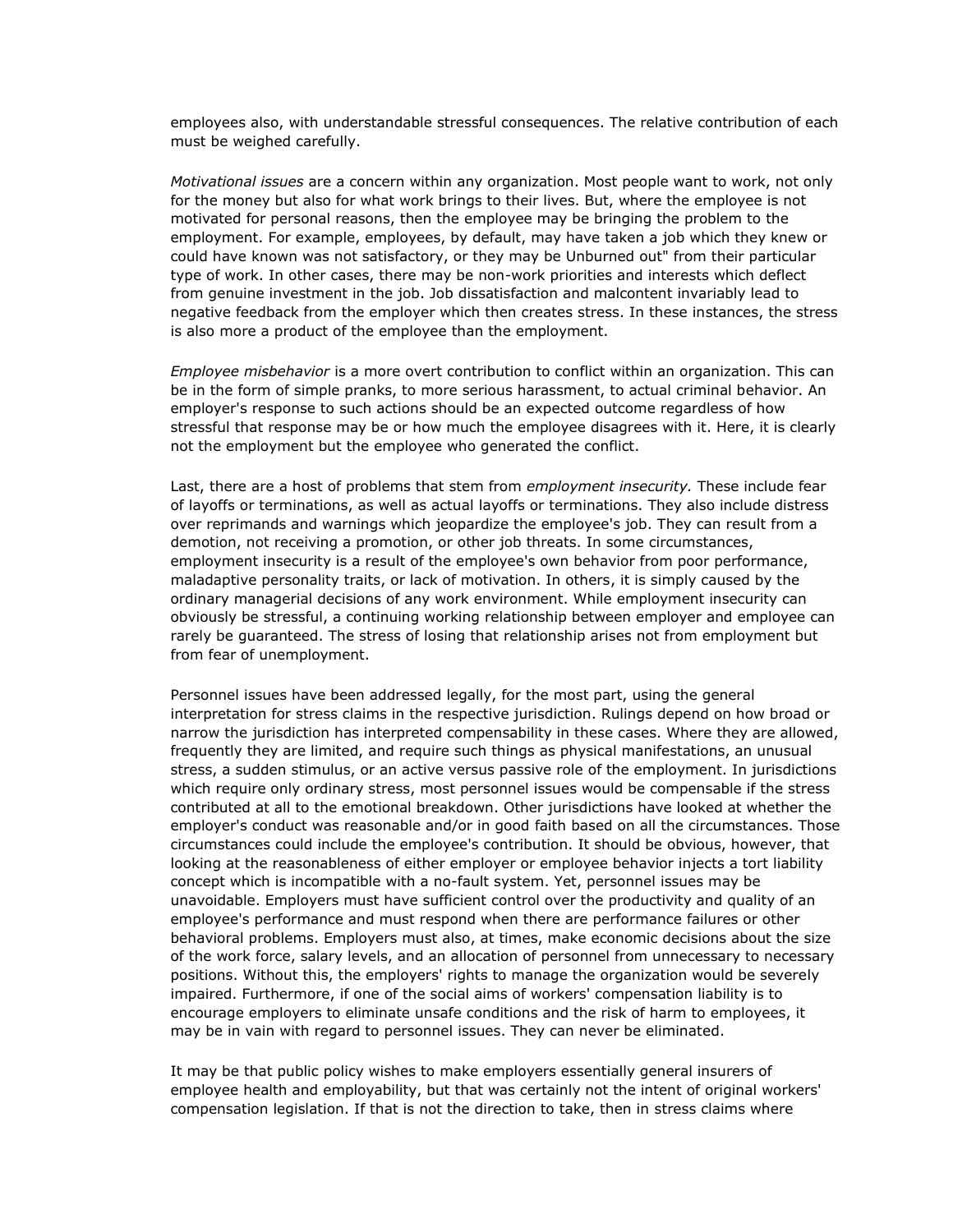employees also, with understandable stressful consequences. The relative contribution of each must be weighed carefully.

*Motivational issues* are a concern within any organization. Most people want to work, not only for the money but also for what work brings to their lives. But, where the employee is not motivated for personal reasons, then the employee may be bringing the problem to the employment. For example, employees, by default, may have taken a job which they knew or could have known was not satisfactory, or they may be Unburned out" from their particular type of work. In other cases, there may be non-work priorities and interests which deflect from genuine investment in the job. Job dissatisfaction and malcontent invariably lead to negative feedback from the employer which then creates stress. In these instances, the stress is also more a product of the employee than the employment.

*Employee misbehavior* is a more overt contribution to conflict within an organization. This can be in the form of simple pranks, to more serious harassment, to actual criminal behavior. An employer's response to such actions should be an expected outcome regardless of how stressful that response may be or how much the employee disagrees with it. Here, it is clearly not the employment but the employee who generated the conflict.

Last, there are a host of problems that stem from *employment insecurity.* These include fear of layoffs or terminations, as well as actual layoffs or terminations. They also include distress over reprimands and warnings which jeopardize the employee's job. They can result from a demotion, not receiving a promotion, or other job threats. In some circumstances, employment insecurity is a result of the employee's own behavior from poor performance, maladaptive personality traits, or lack of motivation. In others, it is simply caused by the ordinary managerial decisions of any work environment. While employment insecurity can obviously be stressful, a continuing working relationship between employer and employee can rarely be guaranteed. The stress of losing that relationship arises not from employment but from fear of unemployment.

Personnel issues have been addressed legally, for the most part, using the general interpretation for stress claims in the respective jurisdiction. Rulings depend on how broad or narrow the jurisdiction has interpreted compensability in these cases. Where they are allowed, frequently they are limited, and require such things as physical manifestations, an unusual stress, a sudden stimulus, or an active versus passive role of the employment. In jurisdictions which require only ordinary stress, most personnel issues would be compensable if the stress contributed at all to the emotional breakdown. Other jurisdictions have looked at whether the employer's conduct was reasonable and/or in good faith based on all the circumstances. Those circumstances could include the employee's contribution. It should be obvious, however, that looking at the reasonableness of either employer or employee behavior injects a tort liability concept which is incompatible with a no-fault system. Yet, personnel issues may be unavoidable. Employers must have sufficient control over the productivity and quality of an employee's performance and must respond when there are performance failures or other behavioral problems. Employers must also, at times, make economic decisions about the size of the work force, salary levels, and an allocation of personnel from unnecessary to necessary positions. Without this, the employers' rights to manage the organization would be severely impaired. Furthermore, if one of the social aims of workers' compensation liability is to encourage employers to eliminate unsafe conditions and the risk of harm to employees, it may be in vain with regard to personnel issues. They can never be eliminated.

It may be that public policy wishes to make employers essentially general insurers of employee health and employability, but that was certainly not the intent of original workers' compensation legislation. If that is not the direction to take, then in stress claims where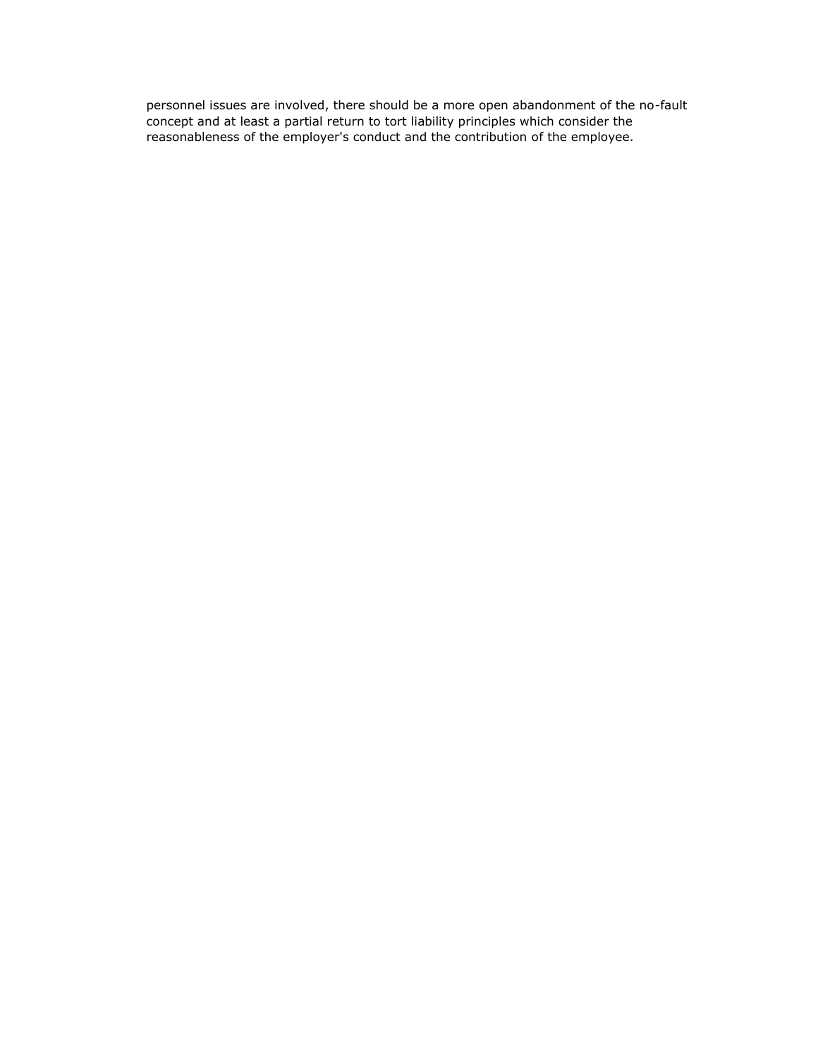personnel issues are involved, there should be a more open abandonment of the no-fault concept and at least a partial return to tort liability principles which consider the reasonableness of the employer's conduct and the contribution of the employee.